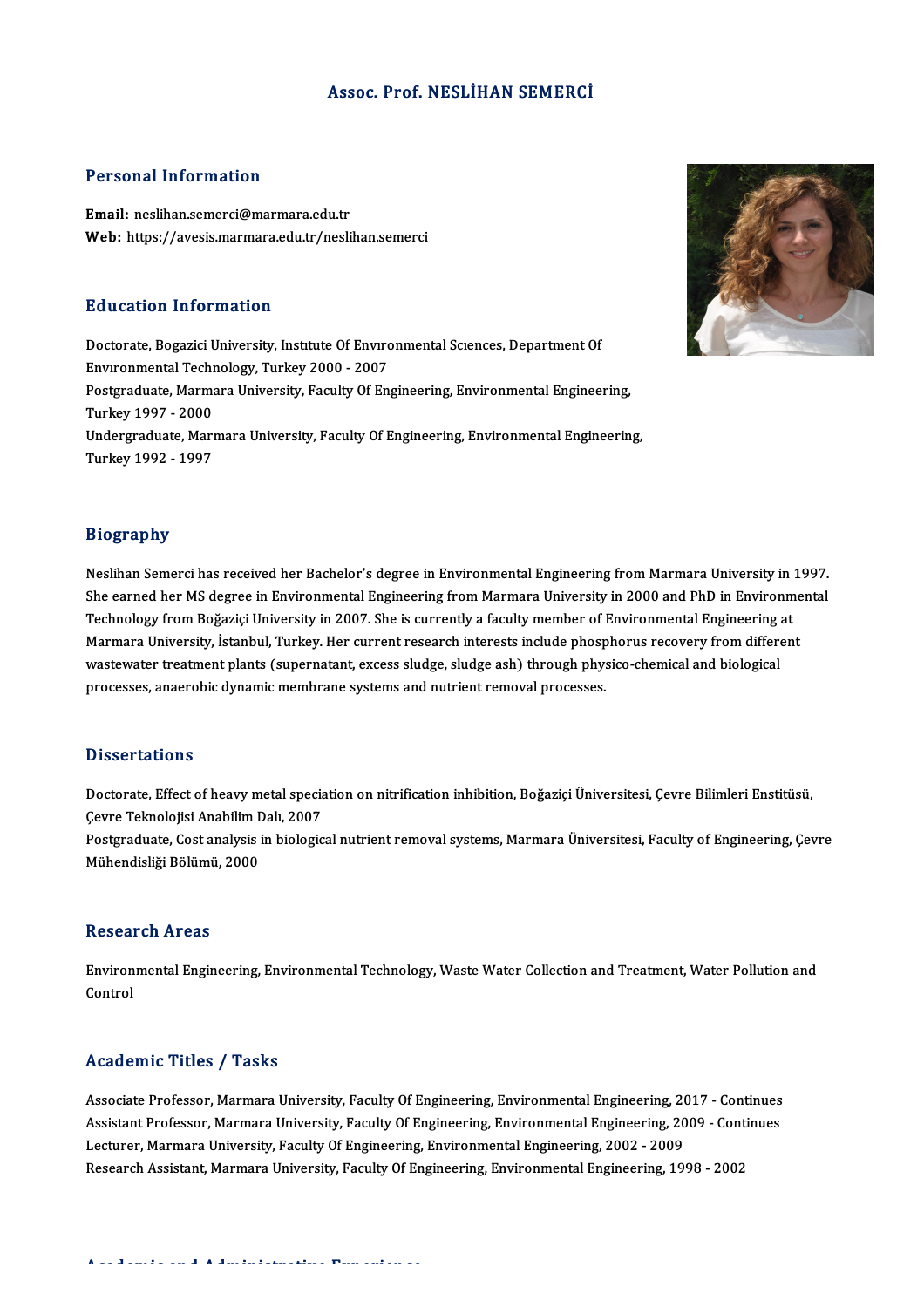# Assoc. Prof. NESLİHAN SEMERCİ

## Personal Information

**Email:** neslihan.semerci@marmara.edu.tr
**Web:** https://avesis.marmara.edu.tr/neslihan.semerci

## Education Information

Doctorate, Bogazici University, Instıtute Of Envıronmental Scıences, Department Of Envıronmental Technology, Turkey 2000 - 2007
Postgraduate, Marmara University, Faculty Of Engineering, Environmental Engineering, Turkey 1997 - 2000
Undergraduate, Marmara University, Faculty Of Engineering, Environmental Engineering, Turkey 1992 - 1997

## Biography

Neslihan Semerci has received her Bachelor's degree in Environmental Engineering from Marmara University in 1997. She earned her MS degree in Environmental Engineering from Marmara University in 2000 and PhD in Environmental Technology from Boğaziçi University in 2007. She is currently a faculty member of Environmental Engineering at Marmara University, İstanbul, Turkey. Her current research interests include phosphorus recovery from different wastewater treatment plants (supernatant, excess sludge, sludge ash) through physico-chemical and biological processes, anaerobic dynamic membrane systems and nutrient removal processes.

## Dissertations

Doctorate, Effect of heavy metal speciation on nitrification inhibition, Boğaziçi Üniversitesi, Çevre Bilimleri Enstitüsü, Çevre Teknolojisi Anabilim Dalı, 2007
Postgraduate, Cost analysis in biological nutrient removal systems, Marmara Üniversitesi, Faculty of Engineering, Çevre Mühendisliği Bölümü, 2000

## Research Areas

Environmental Engineering, Environmental Technology, Waste Water Collection and Treatment, Water Pollution and Control

## Academic Titles / Tasks

Associate Professor, Marmara University, Faculty Of Engineering, Environmental Engineering, 2017 - Continues
Assistant Professor, Marmara University, Faculty Of Engineering, Environmental Engineering, 2009 - Continues
Lecturer, Marmara University, Faculty Of Engineering, Environmental Engineering, 2002 - 2009
Research Assistant, Marmara University, Faculty Of Engineering, Environmental Engineering, 1998 - 2002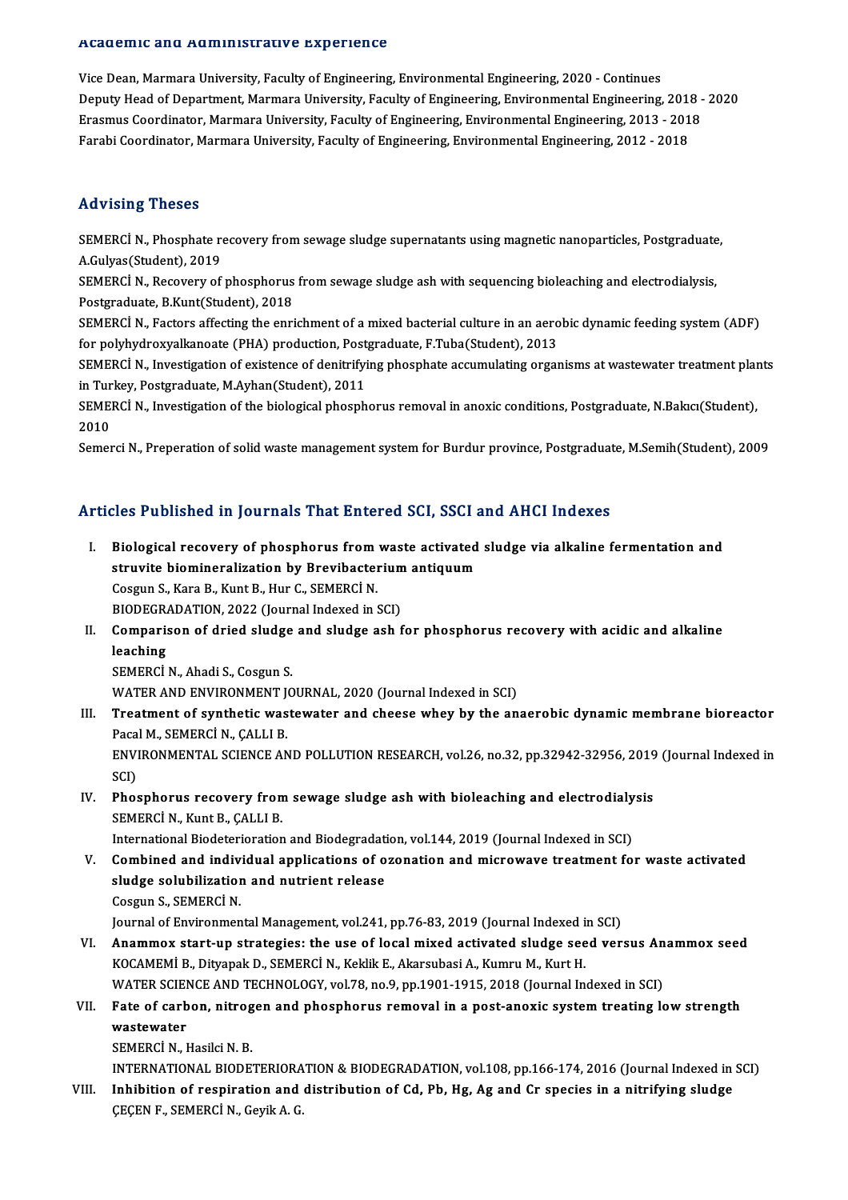## Academic and Administrative Experience

Vice Dean, Marmara University, Faculty of Engineering, Environmental Engineering, 2020 - Continues
Deputy Head of Department, Marmara University, Faculty of Engineering, Environmental Engineering, 2018 - 2020
Erasmus Coordinator, Marmara University, Faculty of Engineering, Environmental Engineering, 2013 - 2018
Farabi Coordinator, Marmara University, Faculty of Engineering, Environmental Engineering, 2012 - 2018

## Advising Theses

SEMERCİ N., Phosphate recovery from sewage sludge supernatants using magnetic nanoparticles, Postgraduate, A.Gulyas(Student), 2019
SEMERCİ N., Recovery of phosphorus from sewage sludge ash with sequencing bioleaching and electrodialysis, Postgraduate, B.Kunt(Student), 2018
SEMERCİ N., Factors affecting the enrichment of a mixed bacterial culture in an aerobic dynamic feeding system (ADF) for polyhydroxyalkanoate (PHA) production, Postgraduate, F.Tuba(Student), 2013
SEMERCİ N., Investigation of existence of denitrifying phosphate accumulating organisms at wastewater treatment plants in Turkey, Postgraduate, M.Ayhan(Student), 2011
SEMERCİ N., Investigation of the biological phosphorus removal in anoxic conditions, Postgraduate, N.Bakıcı(Student), 2010
Semerci N., Preperation of solid waste management system for Burdur province, Postgraduate, M.Semih(Student), 2009

## Articles Published in Journals That Entered SCI, SSCI and AHCI Indexes

I. **Biological recovery of phosphorus from waste activated sludge via alkaline fermentation and struvite biomineralization by Brevibacterium antiquum**
Cosgun S., Kara B., Kunt B., Hur C., SEMERCİ N.
BIODEGRADATION, 2022 (Journal Indexed in SCI)

II. **Comparison of dried sludge and sludge ash for phosphorus recovery with acidic and alkaline leaching**
SEMERCİ N., Ahadi S., Cosgun S.
WATER AND ENVIRONMENT JOURNAL, 2020 (Journal Indexed in SCI)

III. **Treatment of synthetic wastewater and cheese whey by the anaerobic dynamic membrane bioreactor**
Pacal M., SEMERCİ N., ÇALLI B.
ENVIRONMENTAL SCIENCE AND POLLUTION RESEARCH, vol.26, no.32, pp.32942-32956, 2019 (Journal Indexed in SCI)

IV. **Phosphorus recovery from sewage sludge ash with bioleaching and electrodialysis**
SEMERCİ N., Kunt B., ÇALLI B.
International Biodeterioration and Biodegradation, vol.144, 2019 (Journal Indexed in SCI)

V. **Combined and individual applications of ozonation and microwave treatment for waste activated sludge solubilization and nutrient release**
Cosgun S., SEMERCİ N.
Journal of Environmental Management, vol.241, pp.76-83, 2019 (Journal Indexed in SCI)

VI. **Anammox start-up strategies: the use of local mixed activated sludge seed versus Anammox seed**
KOCAMEMİ B., Dityapak D., SEMERCİ N., Keklik E., Akarsubasi A., Kumru M., Kurt H.
WATER SCIENCE AND TECHNOLOGY, vol.78, no.9, pp.1901-1915, 2018 (Journal Indexed in SCI)

VII. **Fate of carbon, nitrogen and phosphorus removal in a post-anoxic system treating low strength wastewater**
SEMERCİ N., Hasilci N. B.
INTERNATIONAL BIODETERIORATION & BIODEGRADATION, vol.108, pp.166-174, 2016 (Journal Indexed in SCI)

VIII. **Inhibition of respiration and distribution of Cd, Pb, Hg, Ag and Cr species in a nitrifying sludge**
ÇEÇEN F., SEMERCİ N., Geyik A. G.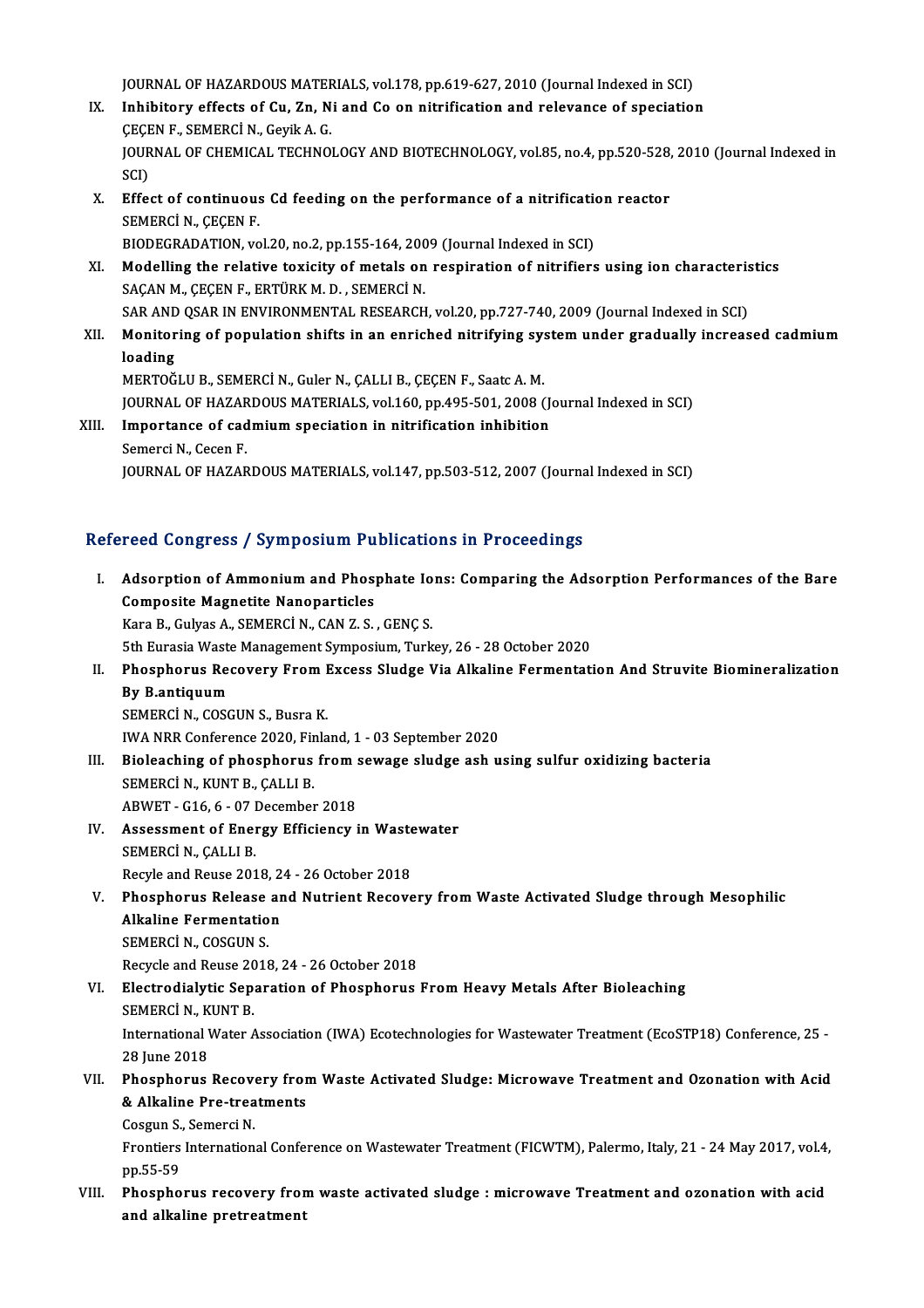JOURNAL OF HAZARDOUS MATERIALS, vol.178, pp.619-627, 2010 (Journal Indexed in SCI)

IX. **Inhibitory effects of Cu, Zn, Ni and Co on nitrification and relevance of speciation**
ÇEÇEN F., SEMERCİ N., Geyik A. G.
JOURNAL OF CHEMICAL TECHNOLOGY AND BIOTECHNOLOGY, vol.85, no.4, pp.520-528, 2010 (Journal Indexed in SCI)

X. **Effect of continuous Cd feeding on the performance of a nitrification reactor**
SEMERCİ N., ÇEÇEN F.
BIODEGRADATION, vol.20, no.2, pp.155-164, 2009 (Journal Indexed in SCI)

XI. **Modelling the relative toxicity of metals on respiration of nitrifiers using ion characteristics**
SAÇAN M., ÇEÇEN F., ERTÜRK M. D. , SEMERCİ N.
SAR AND QSAR IN ENVIRONMENTAL RESEARCH, vol.20, pp.727-740, 2009 (Journal Indexed in SCI)

XII. **Monitoring of population shifts in an enriched nitrifying system under gradually increased cadmium loading**
MERTOĞLU B., SEMERCİ N., Guler N., ÇALLI B., ÇEÇEN F., Saatc A. M.
JOURNAL OF HAZARDOUS MATERIALS, vol.160, pp.495-501, 2008 (Journal Indexed in SCI)

XIII. **Importance of cadmium speciation in nitrification inhibition**
Semerci N., Cecen F.
JOURNAL OF HAZARDOUS MATERIALS, vol.147, pp.503-512, 2007 (Journal Indexed in SCI)

## Refereed Congress / Symposium Publications in Proceedings

I. **Adsorption of Ammonium and Phosphate Ions: Comparing the Adsorption Performances of the Bare Composite Magnetite Nanoparticles**
Kara B., Gulyas A., SEMERCİ N., CAN Z. S. , GENÇ S.
5th Eurasia Waste Management Symposium, Turkey, 26 - 28 October 2020

II. **Phosphorus Recovery From Excess Sludge Via Alkaline Fermentation And Struvite Biomineralization By B.antiquum**
SEMERCİ N., COSGUN S., Busra K.
IWA NRR Conference 2020, Finland, 1 - 03 September 2020

III. **Bioleaching of phosphorus from sewage sludge ash using sulfur oxidizing bacteria**
SEMERCİ N., KUNT B., ÇALLI B.
ABWET - G16, 6 - 07 December 2018

IV. **Assessment of Energy Efficiency in Wastewater**
SEMERCİ N., ÇALLI B.
Recyle and Reuse 2018, 24 - 26 October 2018

V. **Phosphorus Release and Nutrient Recovery from Waste Activated Sludge through Mesophilic Alkaline Fermentation**
SEMERCİ N., COSGUN S.
Recycle and Reuse 2018, 24 - 26 October 2018

VI. **Electrodialytic Separation of Phosphorus From Heavy Metals After Bioleaching**
SEMERCİ N., KUNT B.
International Water Association (IWA) Ecotechnologies for Wastewater Treatment (EcoSTP18) Conference, 25 - 28 June 2018

VII. **Phosphorus Recovery from Waste Activated Sludge: Microwave Treatment and Ozonation with Acid & Alkaline Pre-treatments**
Cosgun S., Semerci N.
Frontiers International Conference on Wastewater Treatment (FICWTM), Palermo, Italy, 21 - 24 May 2017, vol.4, pp.55-59

VIII. **Phosphorus recovery from waste activated sludge : microwave Treatment and ozonation with acid and alkaline pretreatment**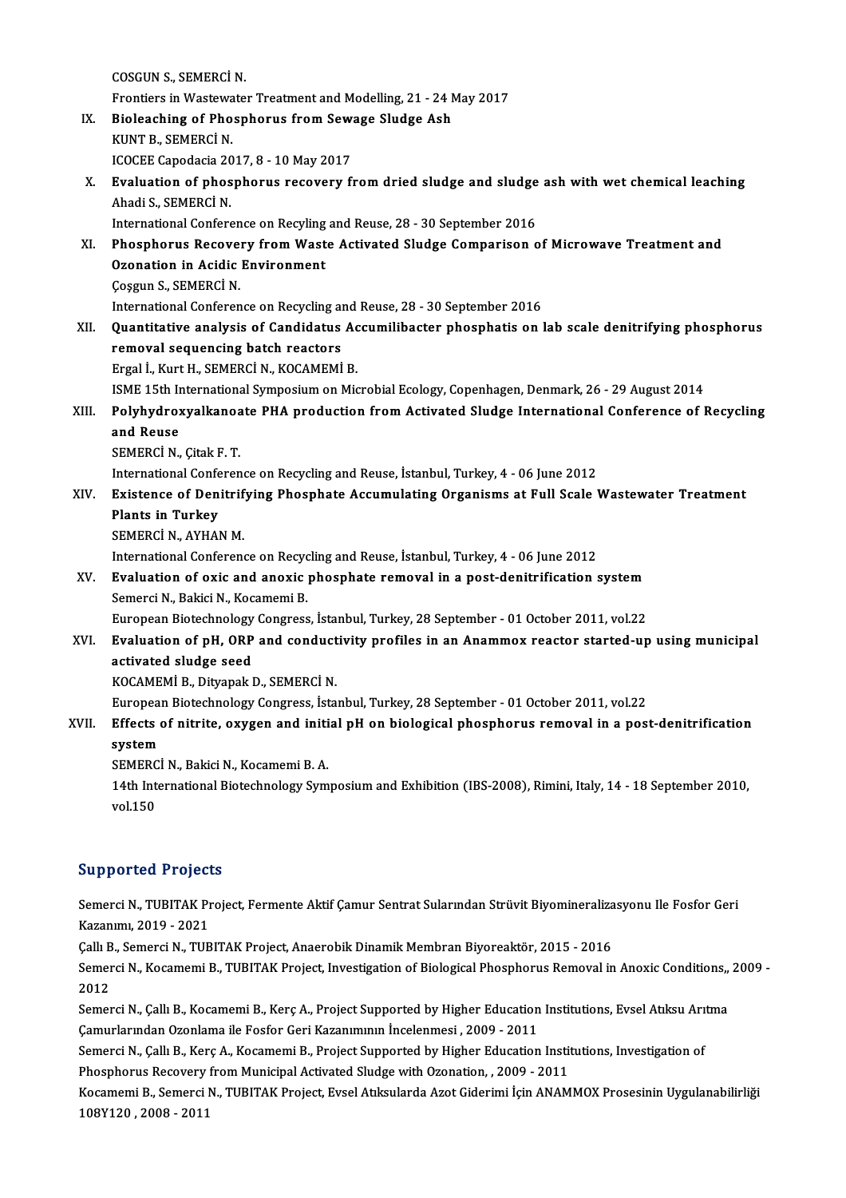COSGUN S., SEMERCİ N.
Frontiers in Wastewater Treatment and Modelling, 21 - 24 May 2017

IX. **Bioleaching of Phosphorus from Sewage Sludge Ash**
KUNT B., SEMERCİ N.
ICOCEE Capodacia 2017, 8 - 10 May 2017

X. **Evaluation of phosphorus recovery from dried sludge and sludge ash with wet chemical leaching**
Ahadi S., SEMERCİ N.
International Conference on Recyling and Reuse, 28 - 30 September 2016

XI. **Phosphorus Recovery from Waste Activated Sludge Comparison of Microwave Treatment and Ozonation in Acidic Environment**
Çoşgun S., SEMERCİ N.
International Conference on Recycling and Reuse, 28 - 30 September 2016

XII. **Quantitative analysis of Candidatus Accumilibacter phosphatis on lab scale denitrifying phosphorus removal sequencing batch reactors**
Ergal İ., Kurt H., SEMERCİ N., KOCAMEMİ B.
ISME 15th International Symposium on Microbial Ecology, Copenhagen, Denmark, 26 - 29 August 2014

XIII. **Polyhydroxyalkanoate PHA production from Activated Sludge International Conference of Recycling and Reuse**
SEMERCİ N., Çitak F. T.
International Conference on Recycling and Reuse, İstanbul, Turkey, 4 - 06 June 2012

XIV. **Existence of Denitrifying Phosphate Accumulating Organisms at Full Scale Wastewater Treatment Plants in Turkey**
SEMERCİ N., AYHAN M.
International Conference on Recycling and Reuse, İstanbul, Turkey, 4 - 06 June 2012

XV. **Evaluation of oxic and anoxic phosphate removal in a post-denitrification system**
Semerci N., Bakici N., Kocamemi B.
European Biotechnology Congress, İstanbul, Turkey, 28 September - 01 October 2011, vol.22

XVI. **Evaluation of pH, ORP and conductivity profiles in an Anammox reactor started-up using municipal activated sludge seed**
KOCAMEMİ B., Dityapak D., SEMERCİ N.
European Biotechnology Congress, İstanbul, Turkey, 28 September - 01 October 2011, vol.22

XVII. **Effects of nitrite, oxygen and initial pH on biological phosphorus removal in a post-denitrification system**
SEMERCİ N., Bakici N., Kocamemi B. A.
14th International Biotechnology Symposium and Exhibition (IBS-2008), Rimini, Italy, 14 - 18 September 2010, vol.150

## Supported Projects

Semerci N., TUBITAK Project, Fermente Aktif Çamur Sentrat Sularından Strüvit Biyomineralizasyonu Ile Fosfor Geri Kazanımı, 2019 - 2021

Çallı B., Semerci N., TUBITAK Project, Anaerobik Dinamik Membran Biyoreaktör, 2015 - 2016

Semerci N., Kocamemi B., TUBITAK Project, Investigation of Biological Phosphorus Removal in Anoxic Conditions,, 2009 - 2012

Semerci N., Çallı B., Kocamemi B., Kerç A., Project Supported by Higher Education Institutions, Evsel Atıksu Arıtma Çamurlarından Ozonlama ile Fosfor Geri Kazanımının İncelenmesi , 2009 - 2011

Semerci N., Çallı B., Kerç A., Kocamemi B., Project Supported by Higher Education Institutions, Investigation of Phosphorus Recovery from Municipal Activated Sludge with Ozonation, , 2009 - 2011

Kocamemi B., Semerci N., TUBITAK Project, Evsel Atıksularda Azot Giderimi İçin ANAMMOX Prosesinin Uygulanabilirliği 108Y120 , 2008 - 2011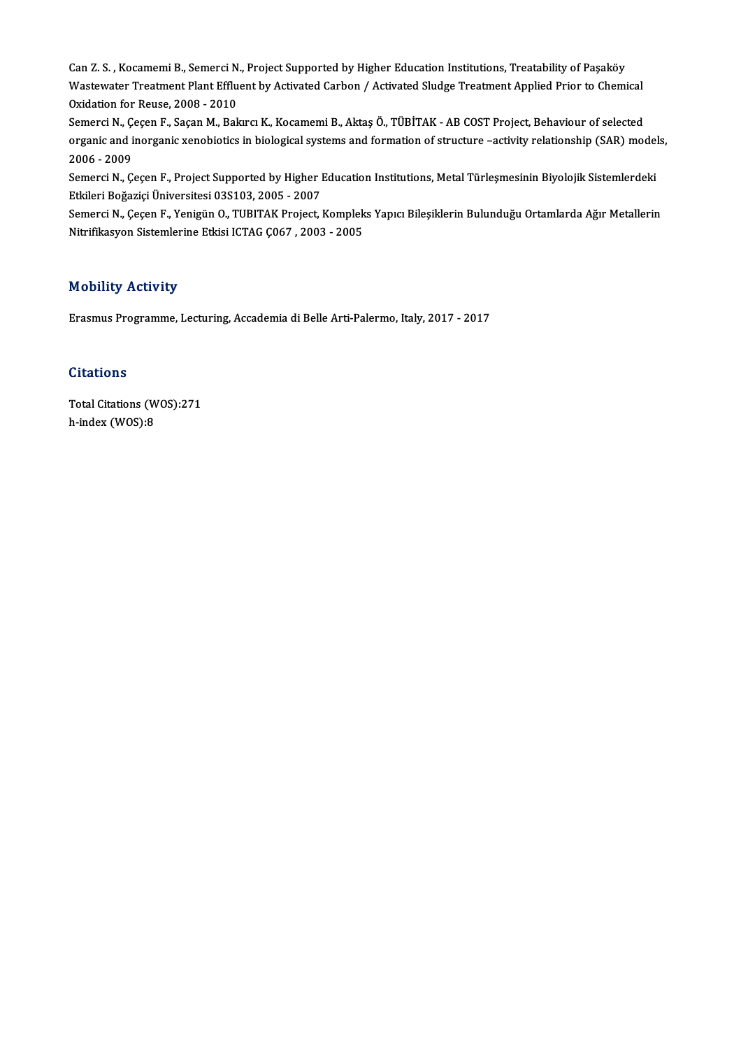Can Z. S. , Kocamemi B., Semerci N., Project Supported by Higher Education Institutions, Treatability of Paşaköy Wastewater Treatment Plant Effluent by Activated Carbon / Activated Sludge Treatment Applied Prior to Chemical Oxidation for Reuse, 2008 - 2010

Semerci N., Çeçen F., Saçan M., Bakırcı K., Kocamemi B., Aktaş Ö., TÜBİTAK - AB COST Project, Behaviour of selected organic and inorganic xenobiotics in biological systems and formation of structure –activity relationship (SAR) models, 2006 - 2009

Semerci N., Çeçen F., Project Supported by Higher Education Institutions, Metal Türleşmesinin Biyolojik Sistemlerdeki Etkileri Boğaziçi Üniversitesi 03S103, 2005 - 2007

Semerci N., Çeçen F., Yenigün O., TUBITAK Project, Kompleks Yapıcı Bileşiklerin Bulunduğu Ortamlarda Ağır Metallerin Nitrifikasyon Sistemlerine Etkisi ICTAG Ç067 , 2003 - 2005

## Mobility Activity

Erasmus Programme, Lecturing, Accademia di Belle Arti-Palermo, Italy, 2017 - 2017

## Citations

Total Citations (WOS):271

h-index (WOS):8